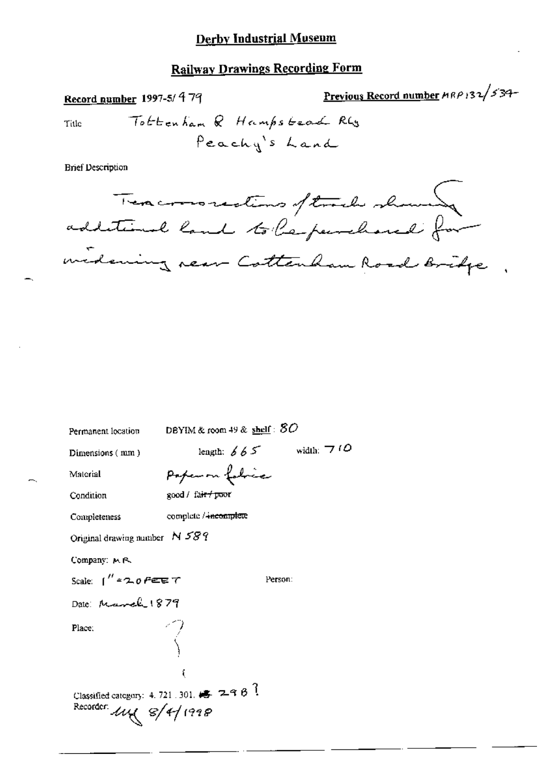# Derby Industrial Museum

## Railway Drawings Recording Form

**Record number** 1997-5/479

**Previous Record number** MRP132/534

Title: Tottenham & Hampstead Rly
Peachy's Land

Brief Description

Two cross sections of track showing additional land to be purchased for widening near Tottenham Road Bridge.

Permanent location: DBYIM & room 49 & shelf: 80

Dimensions (mm): length: 665 width: 710

Material: Paper on fabric

Condition: good / ~~fair / poor~~

Completeness: complete / ~~incomplete~~

Original drawing number: N 589

Company: M R

Scale: 1" = 20 FEET

Person:

Date: March 1879

Place:

Classified category: 4. 721. 301. 298 ?

Recorder: MY 8/4/1998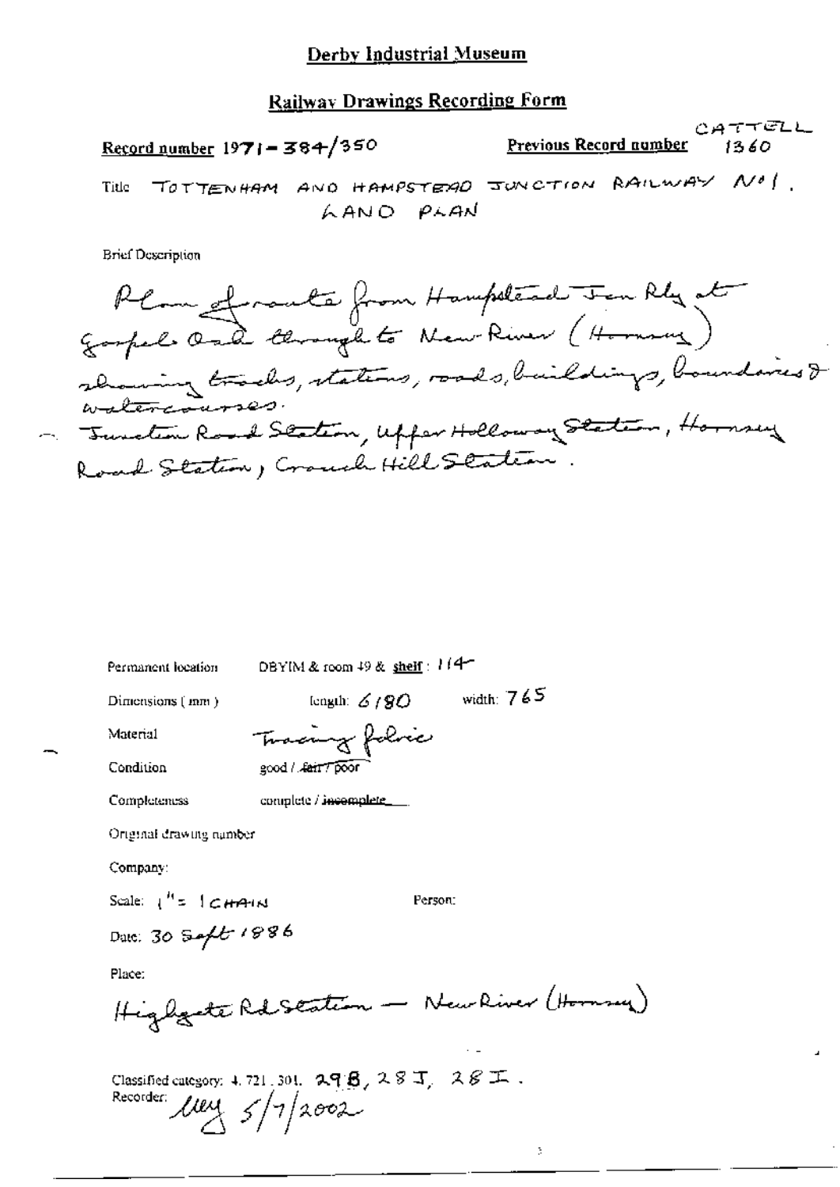# Derby Industrial Museum

## Railway Drawings Recording Form

**Record number** 1971-384/350 **Previous Record number** CATTELL 1360

Title TOTTENHAM AND HAMPSTEAD JUNCTION RAILWAY No1. LAND PLAN

Brief Description

Plan of route from Hampstead Jcn Rly at Gospel Oak through to New River (Hornsey) showing tracks, stations, roads, buildings, boundaries & watercourses.
Junction Road Station, Upper Holloway Station, Hornsey Road Station, Crouch Hill Station.

Permanent location DBYIM & room 49 & shelf: 114

Dimensions (mm) length: 6180 width: 765

Material Tracing fabric

Condition good / ~~fair / poor~~

Completeness complete / ~~incomplete~~

Original drawing number

Company:

Scale: 1" = 1 CHAIN Person:

Date: 30 Sept 1886

Place:

Highgate Rd Station — New River (Hornsey)

Classified category: 4. 721. 301. 29B, 28J, 28I.

Recorder: [signature] 5/7/2002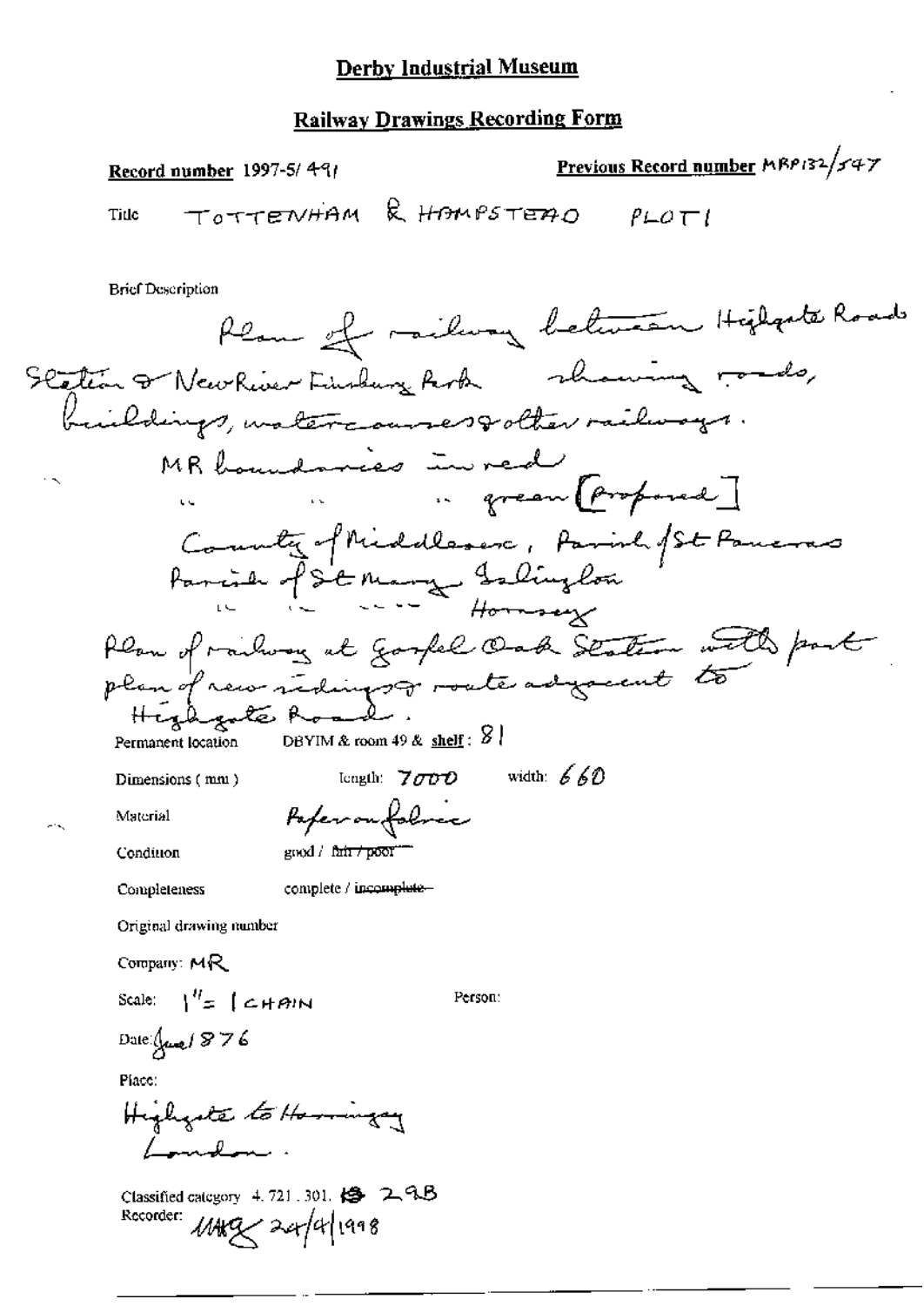# Derby Industrial Museum

## Railway Drawings Recording Form

**Record number** 1997-5/491

**Previous Record number** MRP132/547

Title TOTTENHAM & HAMPSTEAD PLOT 1

Brief Description

Plan of railway between Highgate Road Station & New River Finsbury Park showing roads, buildings, watercourses & other railways.

MR boundaries in red

" " " green [proposed]

County of Middlesex, Parish of St Pancras

Parish of St Mary Islington

" " " Hornsey

Plan of railway at Gospel Oak Station with part plan of new sidings & route adjacent to Highgate Road.

Permanent location DBYIM & room 49 & shelf: 81

Dimensions (mm) length: 7000 width: 660

Material Paper on fabric

Condition good / ~~fair / poor~~

Completeness complete / ~~incomplete~~

Original drawing number

Company: MR

Scale: 1" = 1 CHAIN

Person:

Date: June 1876

Place:

Highgate to Harringay London.

Classified category 4.721.301. 29B

Recorder: MAG 24/4/1998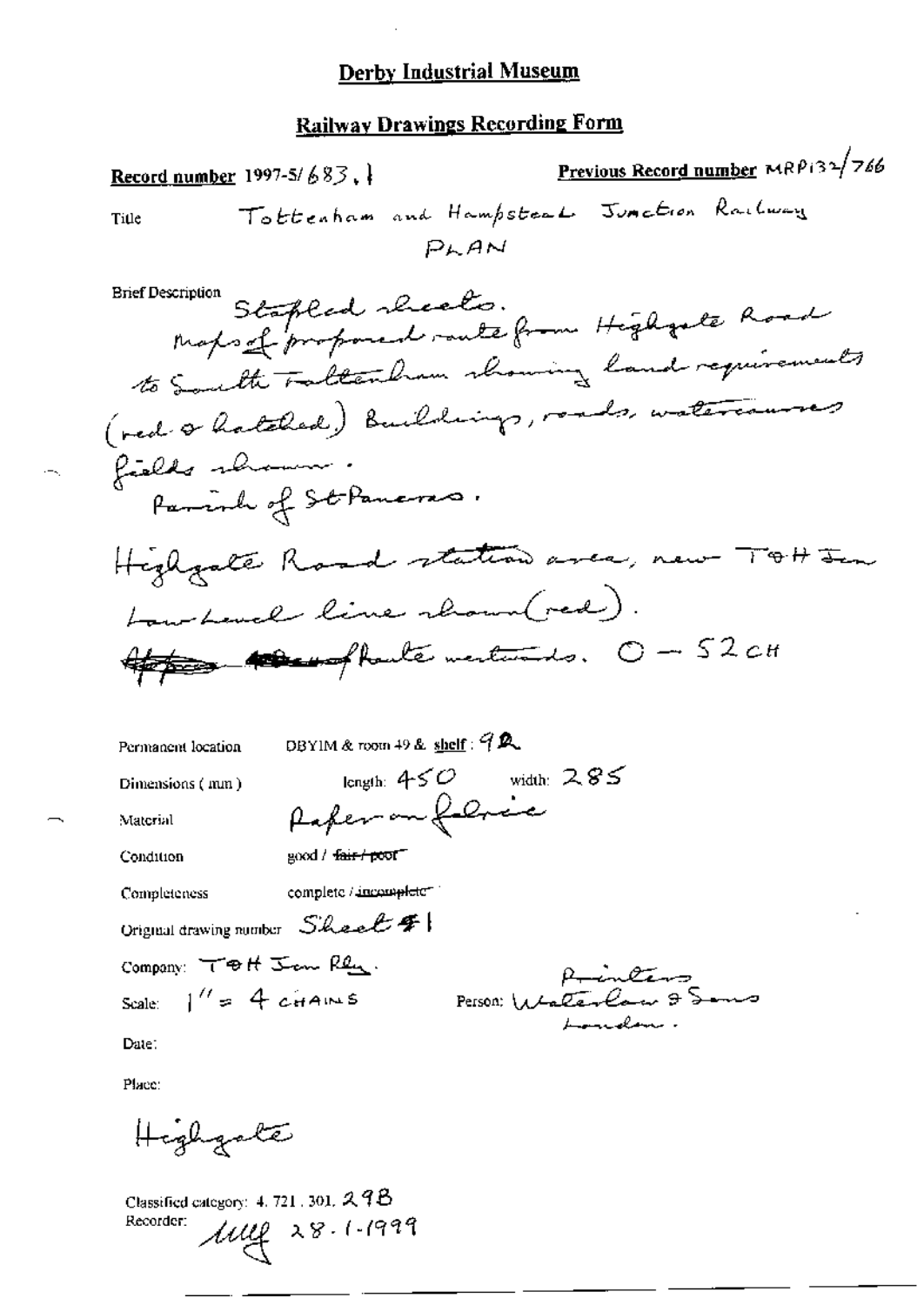# Derby Industrial Museum

## Railway Drawings Recording Form

**Record number** 1997-5/683.1 **Previous Record number** MRP132/766

Title: Tottenham and Hampstead Junction Railway PLAN

Brief Description: Stapled sheets. Maps of proposed route from Highgate Road to South Tottenham showing land requirements (red & hatched) Buildings, roads, watercourses fields shown. Parish of St Pancras. Highgate Road station area, new T&H Jn Low Level line shown (red). ~~Ap~~ ~~Ro~~ of Route westwards. O – 52CH

Permanent location: DBYIM & room 49 & shelf: 92

Dimensions (mm): length: 450 width: 285

Material: Paper on fabric

Condition: good / ~~fair / poor~~

Completeness: complete / ~~incomplete~~

Original drawing number: Sheet #1

Company: T&H Jcn Rly.

Scale: 1" = 4 CHAINS

Person: Printers Waterlow & Sons London.

Date:

Place: Highgate

Classified category: 4. 721. 301. 29B

Recorder: MMF 28-1-1999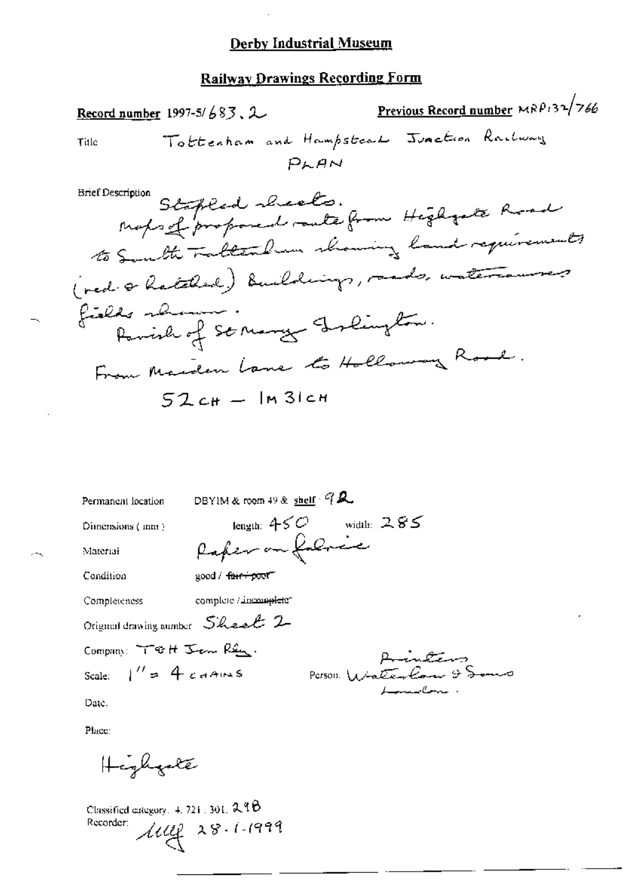# Derby Industrial Museum

## Railway Drawings Recording Form

**Record number** 1997-5/683.2 **Previous Record number** MRP132/766

Title Tottenham and Hampstead Junction Railway PLAN

Brief Description Stapled sheets. Maps of proposed route from Highgate Road to South Tottenham showing land requirements (red & hatched) buildings, roads, watercourses fields shown. Parish of St Mary Islington. From Maiden Lane to Holloway Road. 52CH – 1M 31CH

Permanent location DBYIM & room 49 & shelf: 92

Dimensions (mm) length: 450 width: 285

Material Paper on fabric

Condition good / ~~fair / poor~~

Completeness complete / ~~incomplete~~

Original drawing number Sheet 2

Company: T&H Jcn Rly.

Scale: 1" = 4 chains

Person: Printers Waterlow & Sons London.

Date:

Place:

Highgate

Classified category: 4.721.301.29B

Recorder: [signature] 28-1-1999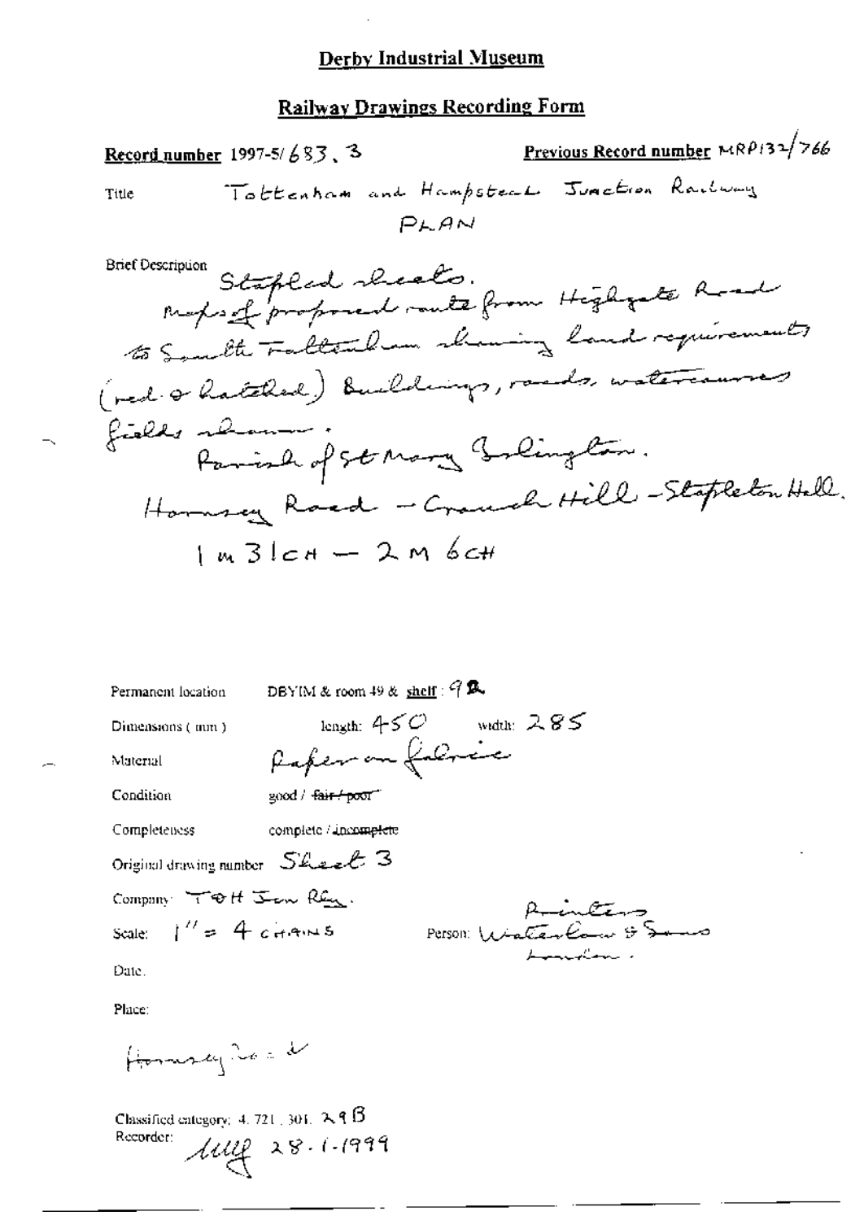# Derby Industrial Museum

## Railway Drawings Recording Form

**Record number** 1997-5/683.3 **Previous Record number** MRP132/766

Title Tottenham and Hampstead Junction Railway PLAN

Brief Description
Stapled sheets.
Maps of proposed route from Highgate Road to South Tottenham showing land requirements (red & hatched) Buildings, roads, watercourses fields shown.
Parish of St Mary Islington.
Hornsey Road – Crouch Hill – Stapleton Hall.
1m 31ch – 2m 6ch

Permanent location DBYIM & room 49 & shelf: 9 B

Dimensions (mm) length: 450 width: 285

Material Paper on fabric

Condition good / ~~fair / poor~~

Completeness complete / ~~incomplete~~

Original drawing number Sheet 3

Company: T & H Jcn Rly.

Scale: 1" = 4 chains

Person: Printers Waterlow & Sons London.

Date:

Place:

Hornsey Road

Classified category: 4.721.301. 29B

Recorder: MLP 28-1-1999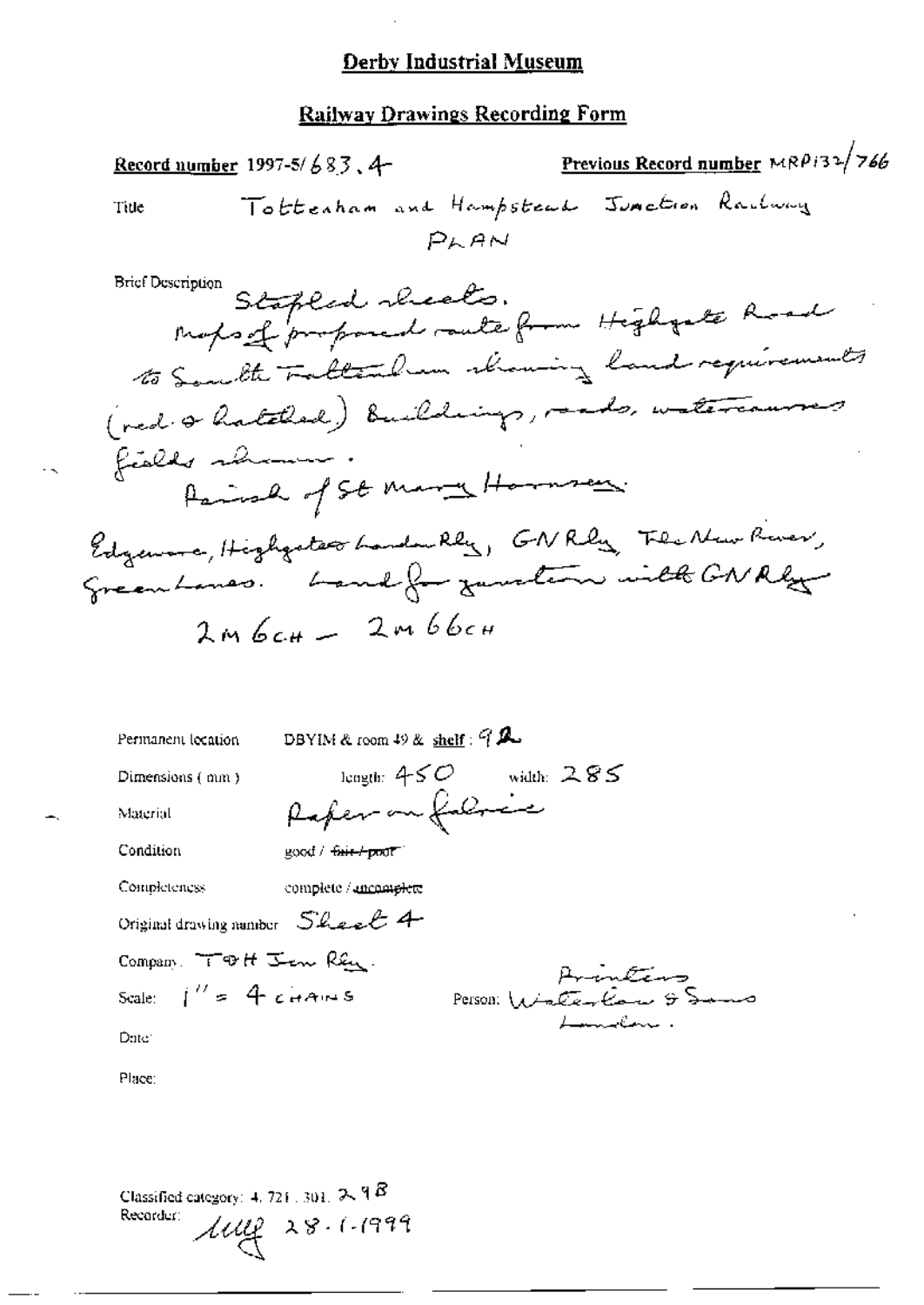# Derby Industrial Museum

## Railway Drawings Recording Form

**Record number** 1997-5/683.4 **Previous Record number** MRP132/766

Title: Tottenham and Hampstead Junction Railway PLAN

Brief Description: Stapled sheets. Maps of proposed route from Highgate Road to South Tottenham showing land requirements (red & hatched) Buildings, roads, watercourses fields shown. Parish of St Mary Hornsey. Edgware, Highgate & London Rly, GN Rly, The New River, Green Lanes. Land for junction with GN Rly 2M 6CH – 2M 66CH

Permanent location: DBYIM & room 49 & **shelf**: 92

Dimensions (mm): length: 450 width: 285

Material: Paper on fabric

Condition: good / ~~fair / poor~~

Completeness: complete / ~~incomplete~~

Original drawing number: Sheet 4

Company: T & H Jcn Rly.

Scale: 1" = 4 CHAINS

Person: Printers Waterlow & Sons London.

Date:

Place:

Classified category: 4.721.301.298

Recorder: [initials] 28-1-1999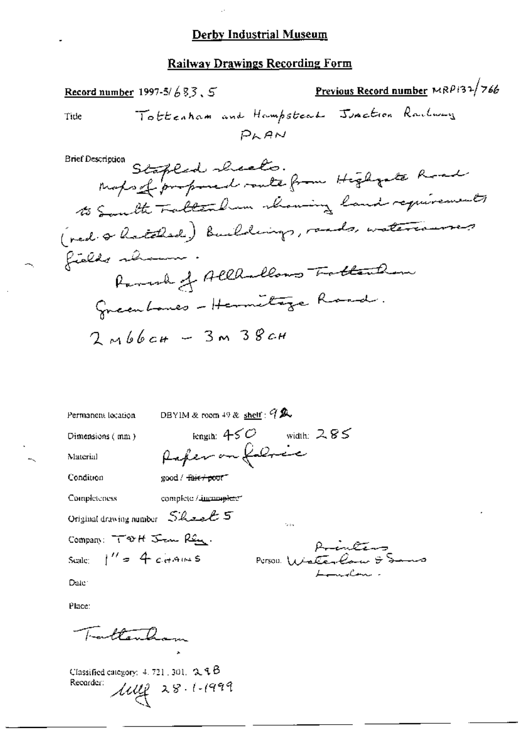# Derby Industrial Museum

## Railway Drawings Recording Form

**Record number** 1997-5/683.5

**Previous Record number** MRP132/766

Title: Tottenham and Hampstead Junction Railway PLAN

Brief Description: Stapled sheets. Maps of proposed route from Highgate Road to South Tottenham showing land requirements (red & hatched) Buildings, roads, watercourses fields shown. Parish of Allhallows Tottenham Greenlanes - Hermitage Road. 2m 66ch - 3m 38ch

Permanent location: DBYIM & room 49 & **shelf**: 92

Dimensions (mm): length: 450 width: 285

Material: Paper on fabric

Condition: good / ~~fair / poor~~

Completeness: complete / ~~incomplete~~

Original drawing number: Sheet 5

Company: T&H Jcn Rly.

Scale: 1" = 4 chains

Person: Printers Waterlow & Sons London.

Date:

Place: Tottenham

Classified category: 4.721.301. 29B

Recorder: MG 28.1.1999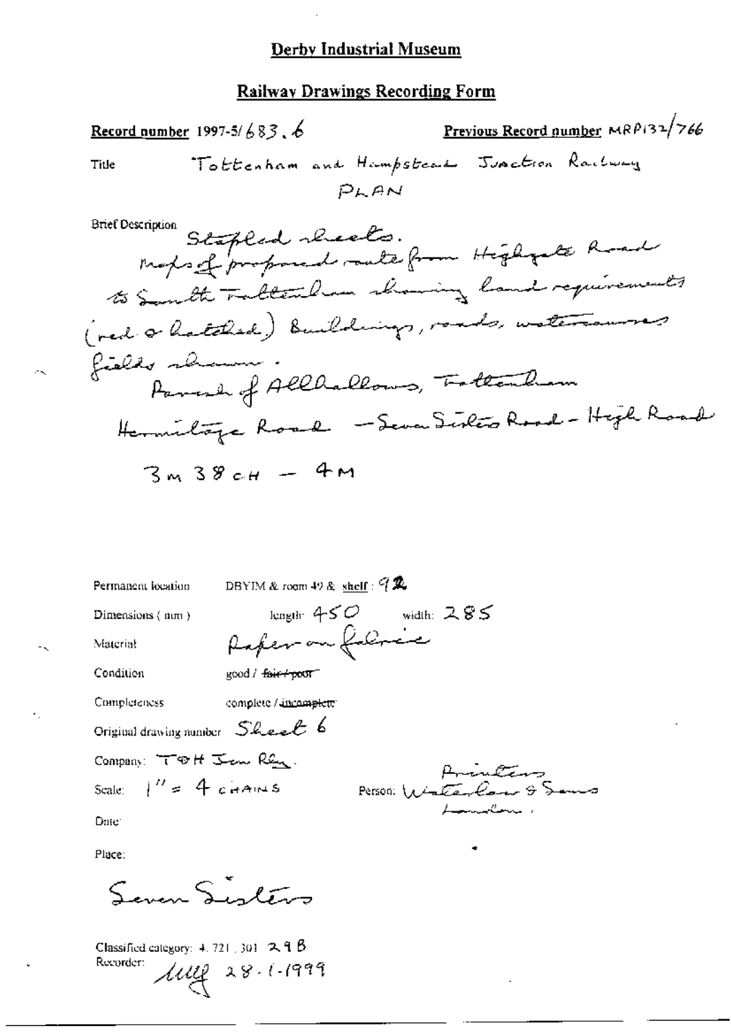# Derby Industrial Museum

## Railway Drawings Recording Form

**Record number** 1997-5/683.6

**Previous Record number** MRP132/766

Title: Tottenham and Hampstead Junction Railway PLAN

Brief Description: Stapled sheets. Maps of proposed route from Highgate Road to South Tottenham showing land requirements (red & hatched) Buildings, roads, watercourses fields shown.

Parish of Allhallows, Tottenham

Hermitage Road - Seven Sisters Road - High Road

3M 38CH - 4M

Permanent location: DBYIM & room 49 & shelf: 92

Dimensions (mm): length: 450 width: 285

Material: Paper on fabric

Condition: good / ~~fair / poor~~

Completeness: complete / ~~incomplete~~

Original drawing number: Sheet 6

Company: T & H Jun Rly.

Scale: 1" = 4 CHAINS

Person: Printers Waterlow & Sons London.

Date:

Place: Seven Sisters

Classified category: 4.721.301 29B

Recorder: MMf 28.1.1999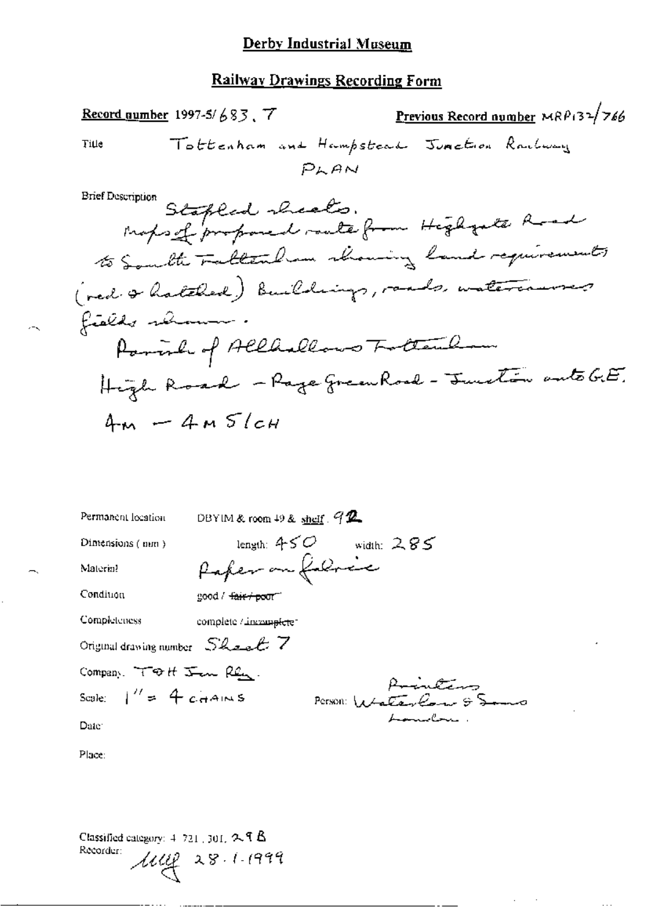# Derby Industrial Museum

## Railway Drawings Recording Form

**Record number** 1997-5/683.7 **Previous Record number** MRP132/766

Title: Tottenham and Hampstead Junction Railway PLAN

Brief Description: Stapled sheets. Maps of proposed route from Highgate Road to South Tottenham showing land requirements (red & hatched) Buildings, roads, watercourses fields shown. Parish of Allhallows Tottenham High Road - Page Green Road - Junction onto G.E. 4M - 4M 51CH

Permanent location: DBYIM & room 49 & shelf: 92

Dimensions (mm): length: 450 width: 285

Material: Paper on fabric

Condition: good / ~~fair / poor~~

Completeness: complete / ~~incomplete~~

Original drawing number: Sheet 7

Company: T & H Jun Rly.

Scale: 1" = 4 CHAINS

Person: Printers Waterlow & Sons London.

Date:

Place:

Classified category: 4.721.301.29B

Recorder: MLP 28.1.1999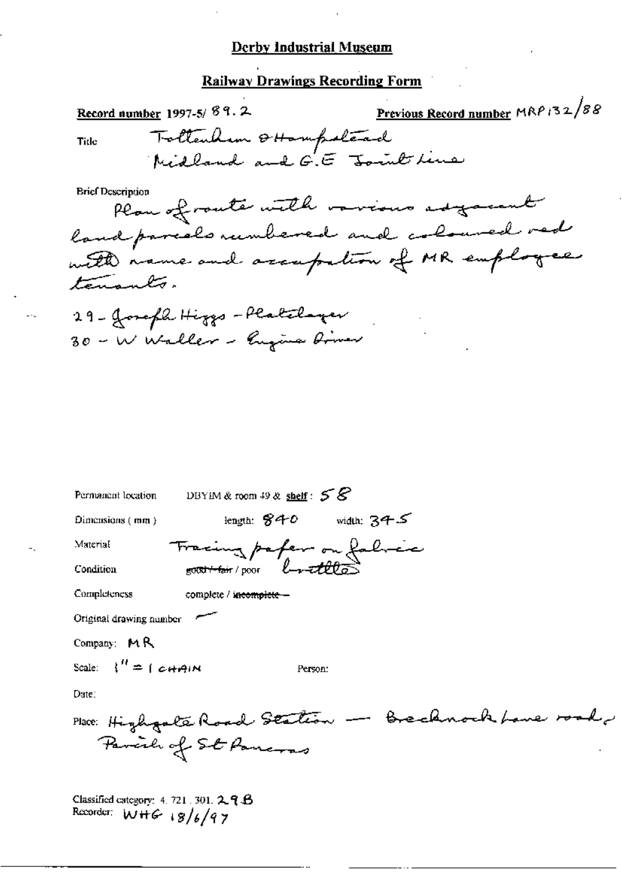# Derby Industrial Museum

## Railway Drawings Recording Form

**Record number** 1997-5/ 89.2

**Previous Record number** MRP 132/88

Title: Tottenham & Hampstead Midland and G.E Joint Line

Brief Description:
Plan of route with various adjacent land parcels numbered and coloured red with name and occupation of MR employee tenants.

29 - Joseph Higgs - Platelayer
30 - W Waller - Engine Driver

Permanent location: DBYIM & room 49 & **shelf**: 58

Dimensions (mm): length: 840 width: 345

Material: Tracing paper on fabric

Condition: ~~good / fair~~ / poor brittle

Completeness: complete / ~~incomplete~~

Original drawing number: —

Company: MR

Scale: 1" = 1 CHAIN

Person:

Date:

Place: Highgate Road Station — Brecknock Lane road, Parish of St Pancras

Classified category: 4. 721. 301. 29.B

Recorder: WHG 18/6/97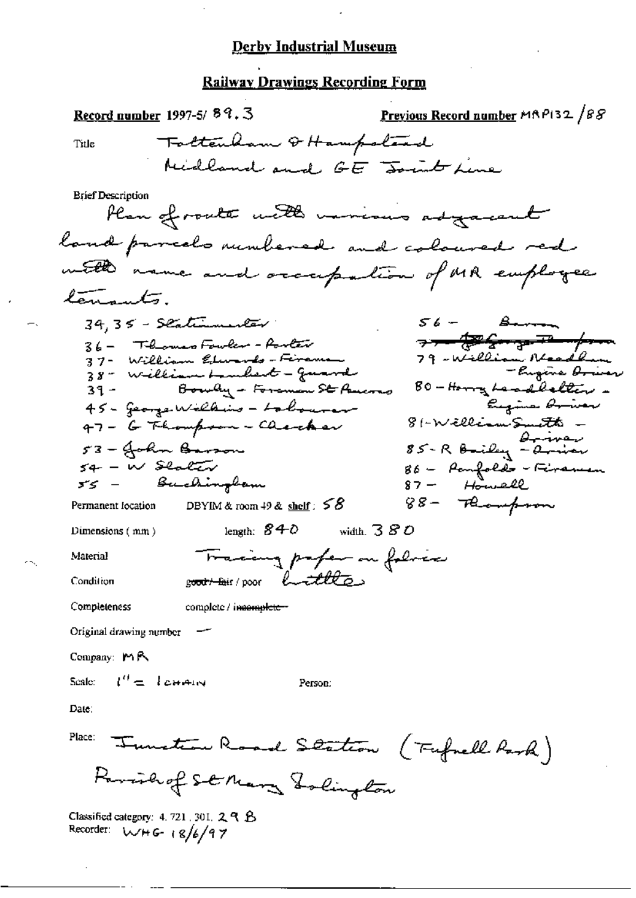# Derby Industrial Museum

## Railway Drawings Recording Form

**Record number** 1997-5/ 89.3 **Previous Record number** MRP132 /88

Title: Tottenham & Hampstead Midland and GE Joint Line

Brief Description

Plan of route with various adjacent land parcels numbered and coloured red with name and occupation of MR employee tenants.

34, 35 - Stationmaster
36 - Thomas Fowler - Porter
37 - William Edwards - Fireman
38 - William Lambert - Guard
39 - Bowley - Foreman St Pancras
45 - George Wilkins - Labourer
47 - G Thompson - Checker
53 - John Barson
54 - W Slater
55 - Buckingham

56 - Barson
~~77 - George Thompson~~
79 - William Needham - Engine Driver
80 - Harry Leadbetter - Engine Driver
81 - William Smith - Driver
85 - R Bailey - Driver
86 - Penfolds - Fireman
87 - Howell
88 - Thompson

Permanent location: DBYIM & room 49 & shelf: 58

Dimensions (mm): length: 840 width: 380

Material: Tracing paper on fabric

Condition: ~~good / fair~~ / poor brittle

Completeness: complete / ~~incomplete~~

Original drawing number: —

Company: MR

Scale: 1" = 1 chain

Person:

Date:

Place: Junction Road Station (Tufnell Park) Parish of St Mary Islington

Classified category: 4. 721. 301. 29 B

Recorder: WHG 18/6/97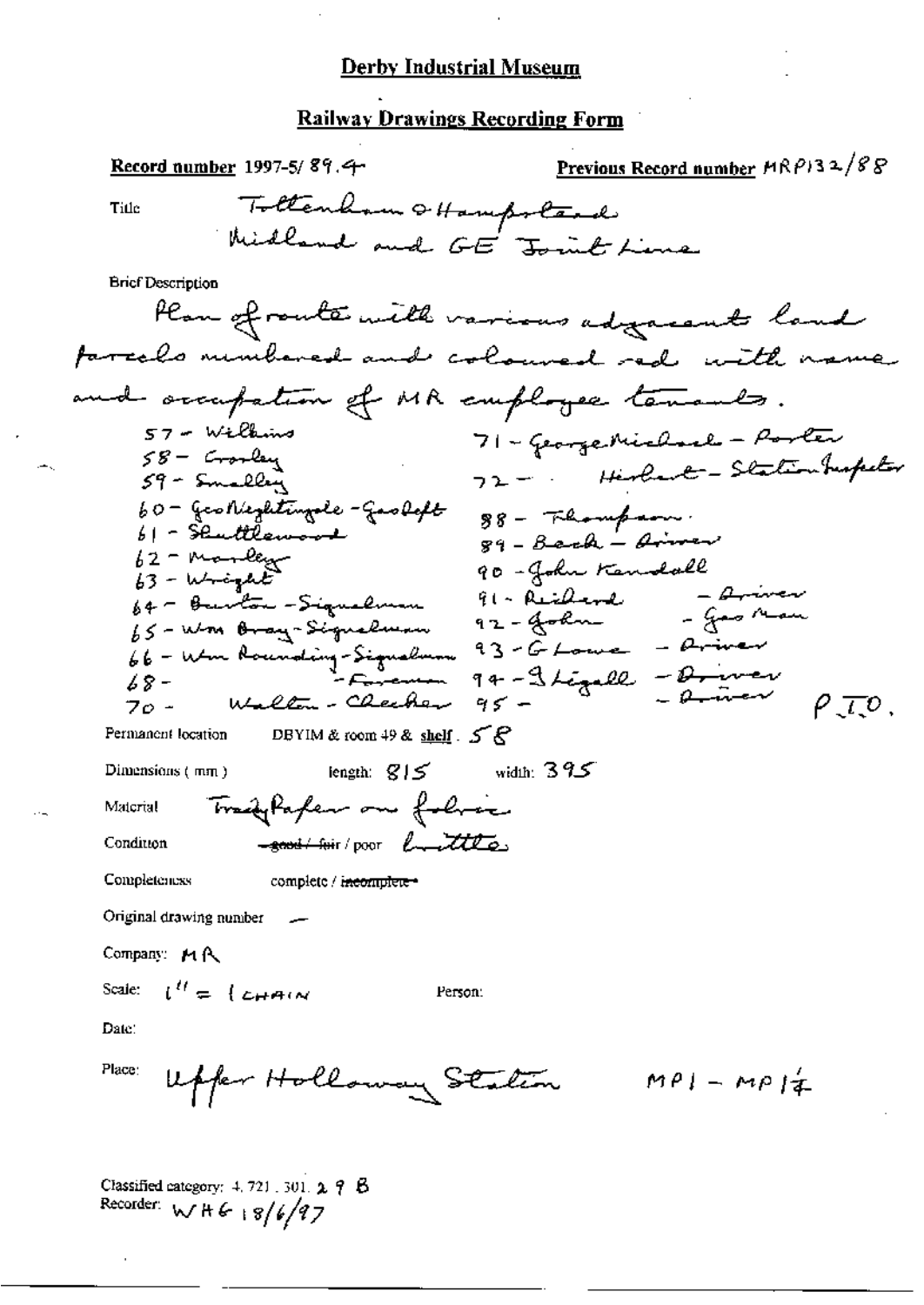# Derby Industrial Museum

## Railway Drawings Recording Form

**Record number** 1997-5/ 89.4

**Previous Record number** MRP132/88

Title: Tottenham & Hampstead Midland and GE Joint Line

Brief Description:

Plan of route with various adjacent land parcels numbered and coloured red with name and occupation of MR employee tenants.

57 - Wilkins
58 - Cranley
59 - Smalley
60 - Geo Nightingale - Gasleft
61 - Shuttlewood
62 - Marley
63 - Wright
64 - Burton - Signalman
65 - Wm Bray - Signalman
66 - Wm Rounding - Signalman
68 - - Foreman
70 - Walton - Checker

71 - George Michael - Porter
72 - Herbert - Station Inspector
88 - Thompson
89 - Beck - Driver
90 - John Kendall
91 - Richard - Driver
92 - John - Gas Man
93 - G Lowe - Driver
94 - J Ligall - Driver
95 - - Driver

P.T.O.

Permanent location: DBYIM & room 49 & shelf. 58

Dimensions (mm): length: 815 width: 395

Material: Tracing Paper on fabric

Condition: ~~good / fair~~ / poor brittle

Completeness: complete / ~~incomplete~~

Original drawing number: —

Company: MR

Scale: 1" = 1 CHAIN

Person:

Date:

Place: Upper Holloway Station MP1 - MP1¼

Classified category: 4.721.301.29 B

Recorder: WHG 18/6/97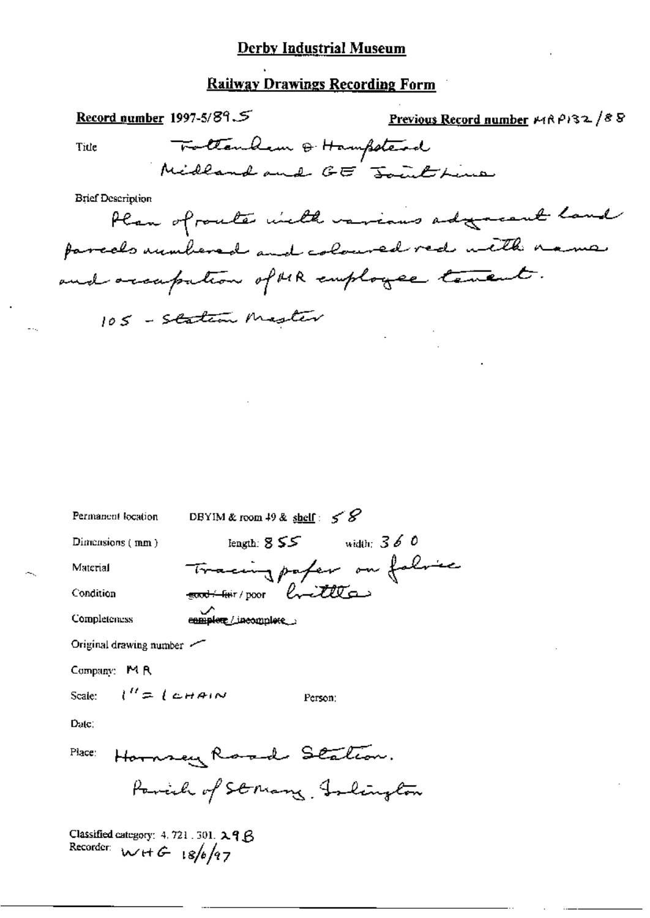# Derby Industrial Museum

## Railway Drawings Recording Form

**Record number** 1997-5/89.5

**Previous Record number** MRP132/88

Title: Tottenham & Hampstead Midland and GE Joint Line

Brief Description:

Plan of route with various adjacent land parcels numbered and coloured red with name and occupation of MR employee tenant.

105 - Station Master

Permanent location: DBYIM & room 49 & shelf: 58

Dimensions (mm): length: 855 width: 360

Material: Tracing paper on fabric

Condition: ~~good / fair~~ / poor brittle

Completeness: complete / incomplete

Original drawing number: –

Company: MR

Scale: 1" = 1 CHAIN

Person:

Date:

Place: Hornsey Road Station. Parish of St Mary, Islington

Classified category: 4.721.301.29B

Recorder: WHG 18/6/97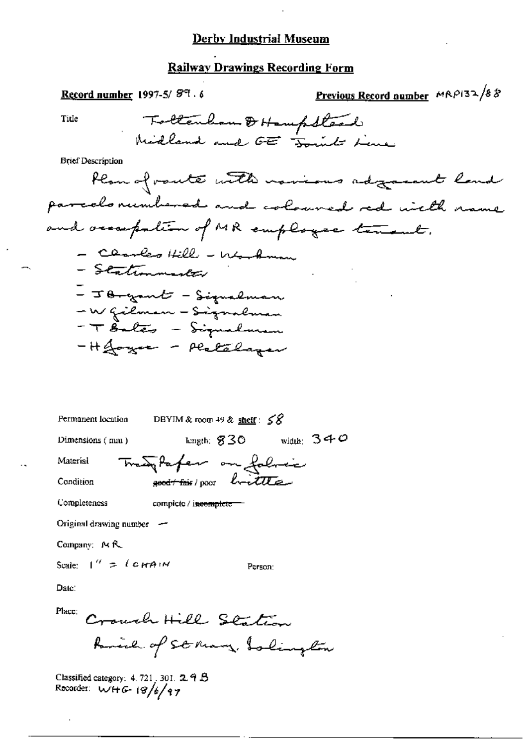# Derby Industrial Museum

## Railway Drawings Recording Form

**Record number** 1997-5/ 89 . 6 **Previous Record number** MRP132/88

Title Tottenham & Hampstead Midland and GE Joint Line

Brief Description

Plan of route with various adjacent land parcels numbered and coloured red with name and occupation of MR employee tenant.

- Charles Hill – Workman
- Stationmaster
- J Bryant – Signalman
- W Gilman – Signalman
- T Bates – Signalman
- H Joyce – Platelayer

Permanent location DBYIM & room 49 & shelf: 58

Dimensions ( mm ) length: 830 width: 340

Material Tracing paper on fabric

Condition ~~good / fair~~ / poor brittle

Completeness complete / ~~incomplete~~

Original drawing number –

Company: MR

Scale: 1" = 1 CHAIN Person:

Date:

Place: Crouch Hill Station
Parish of St Mary, Islington

Classified category: 4. 721. 301. 29 B
Recorder: WHG 18/6/97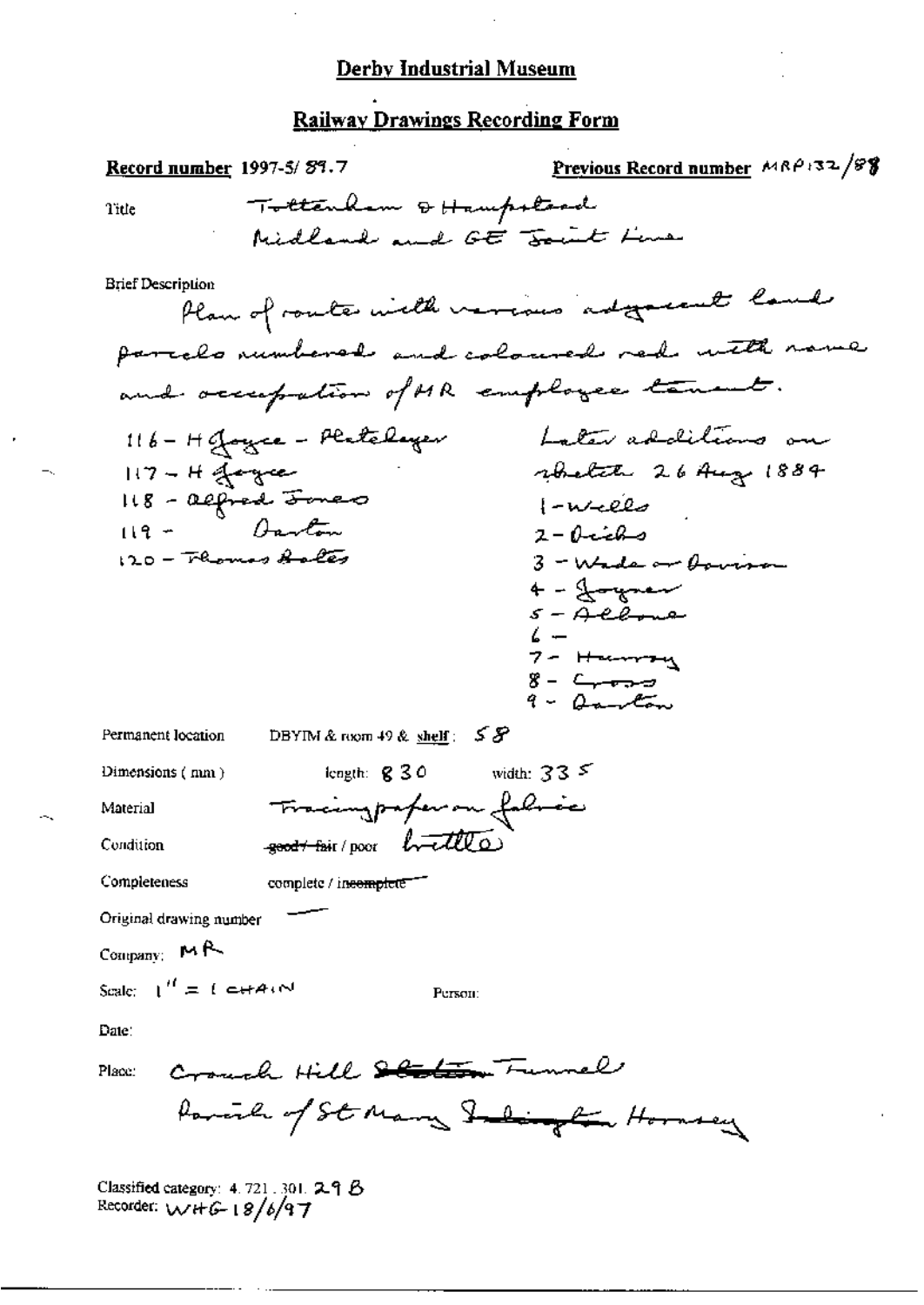# Derby Industrial Museum

## Railway Drawings Recording Form

**Record number** 1997-5/ 89.7 **Previous Record number** MRP132/88

Title: Tottenham & Hampstead Midland and GE Joint Line

Brief Description:
Plan of route with various adjacent land parcels numbered and coloured red with name and occupation of MR employee tenant.

116 – H Joyce – Platelayer
117 – H Joyce
118 – Alfred Jones
119 – Darton
120 – Thomas Bates

Later additions on sketch 26 Aug 1884
1 – Wells
2 – Dicks
3 – Wade or Davison
4 – Joyner
5 – Albone
6 –
7 – Harvey
8 – Cross
9 – Darton

Permanent location: DBYIM & room 49 & shelf: 58

Dimensions (mm): length: 830 width: 335

Material: Tracing paper on fabric

Condition: ~~good / fair~~ / poor brittle

Completeness: complete / ~~incomplete~~

Original drawing number: —

Company: MR

Scale: 1" = 1 CHAIN

Person:

Date:

Place: Crouch Hill ~~Station~~ Tunnel
Parish of St Mary ~~Islington~~ Hornsey

Classified category: 4.721.301.29 B
Recorder: WHG 18/6/97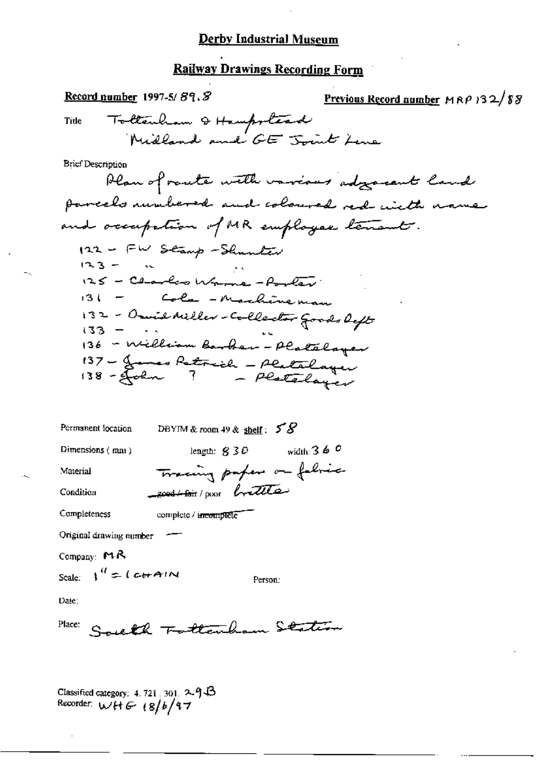# Derby Industrial Museum

## Railway Drawings Recording Form

**Record number** 1997-5/ 89.8

**Previous Record number** MRP 132/88

Title: Tottenham & Hampstead Midland and GE Joint Line

Brief Description

Plan of route with various adjacent land parcels numbered and coloured red with name and occupation of MR employee tenant.

122 - FW Stamp - Shunter
123 - " "
125 - Charles Warne - Porter
131 - Cole - Machineman
132 - David Miller - Collector Goods Dept
133 - " "
136 - William Barker - Platelayer
137 - James Patrick - Platelayer
138 - John ? - Platelayer

Permanent location: DBYIM & room 49 & **shelf**: 58

Dimensions (mm): length: 830 width: 360

Material: Tracing paper on fabric

Condition: ~~good / fair~~ / poor brittle

Completeness: complete / ~~incomplete~~

Original drawing number: —

Company: MR

Scale: 1" = 1 CHAIN

Person:

Date:

Place: South Tottenham Station

Classified category: 4. 721. 301. 29B
Recorder: WHG 18/6/97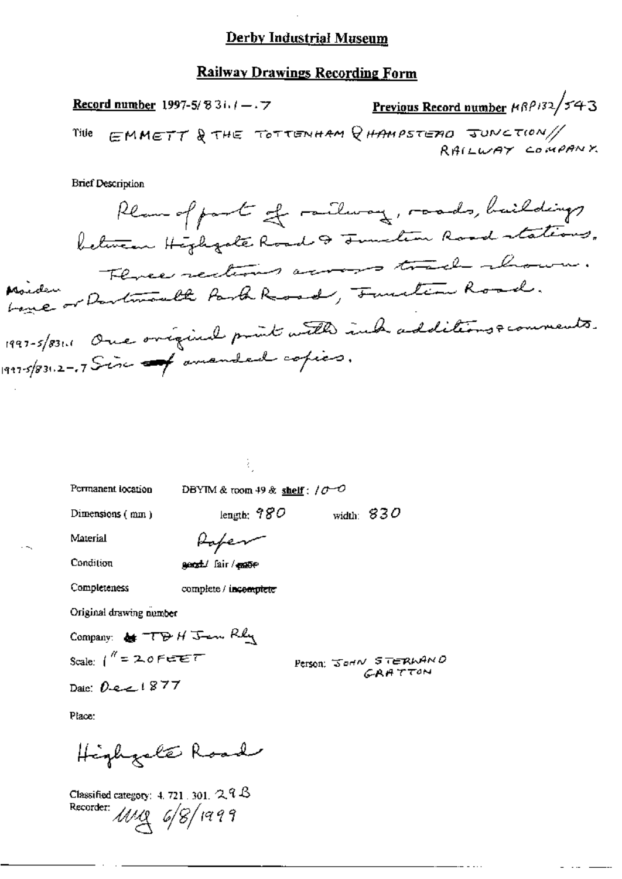# Derby Industrial Museum

## Railway Drawings Recording Form

**Record number** 1997-5/831.1 — .7 **Previous Record number** MRP132/543

Title EMMETT & THE TOTTENHAM & HAMPSTEAD JUNCTION // RAILWAY COMPANY.

Brief Description

Plan of part of railway, roads, buildings between Highgate Road & Junction Road stations. Three sections across track shown. Maiden Lane or Dartmouth Park Road, Junction Road.

1997-5/831.1 One original print with ink additions & comments.
1997-5/831.2-.7 Six of amended copies.

Permanent location DBYIM & room 49 & **shelf**: 10-0

Dimensions (mm) length: 980 width: 830

Material Paper

Condition good / fair / poor

Completeness complete / incomplete

Original drawing number

Company: TDH Jun Rly

Scale: 1" = 20 FEET

Person: JOHN STERLAND GRATTON

Date: Dec 1877

Place:

Highgate Road

Classified category: 4. 721. 301. 29 B
Recorder: MG 6/8/1999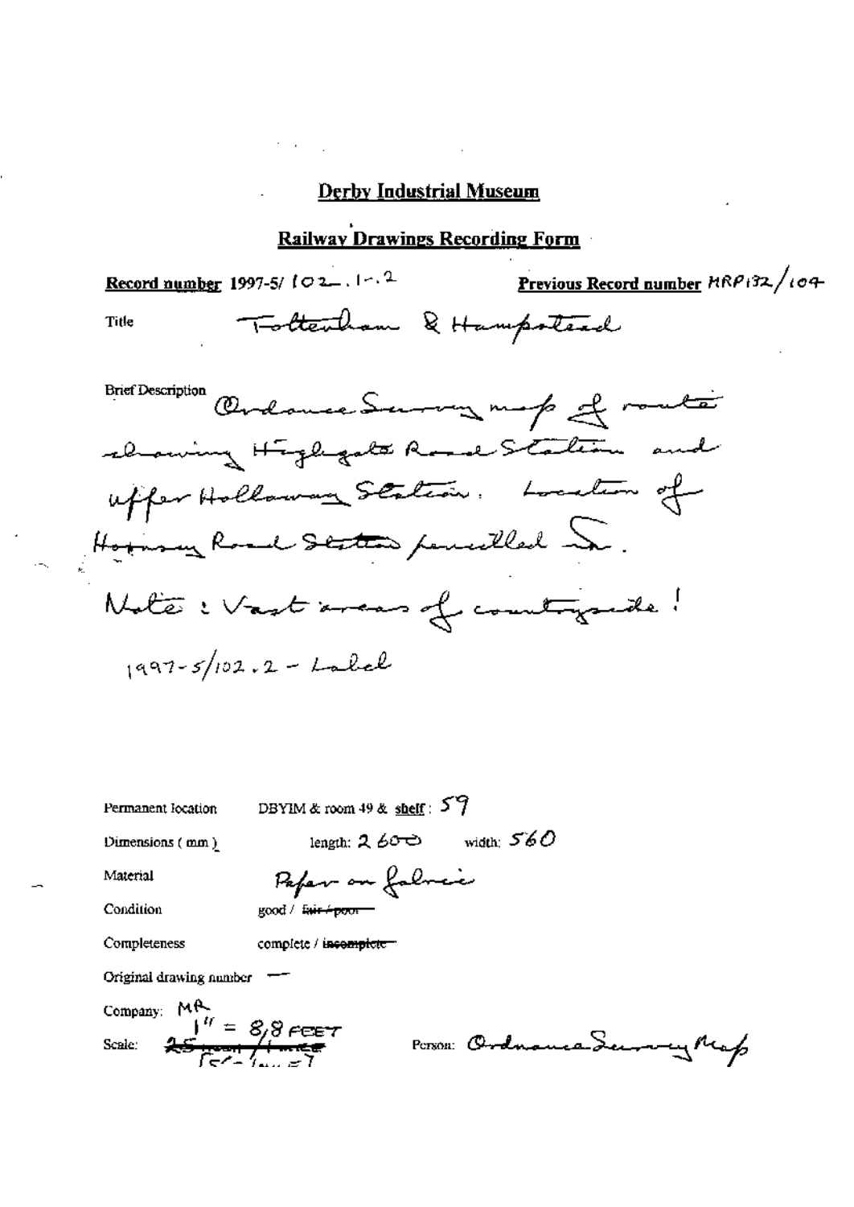# Derby Industrial Museum

## Railway Drawings Recording Form

**Record number** 1997-5/ 102.1-.2

**Previous Record number** HRP132/104

Title Tottenham & Hampstead

Brief Description Ordnance Survey map of route showing Highgate Road Station and Upper Holloway Station. Location of Hornsey Road Station pencilled in.

Note: Vast areas of countryside!

1997-5/102.2 - Label

Permanent location DBYIM & room 49 & shelf: 59

Dimensions (mm) length: 2600 width: 560

Material Paper on fabric

Condition good / ~~fair / poor~~

Completeness complete / ~~incomplete~~

Original drawing number —

Company: MR

Scale: 1" = 8/8 FEET ~~25 inch / 1 mile~~ [5' = 1 mile?]

Person: Ordnance Survey Map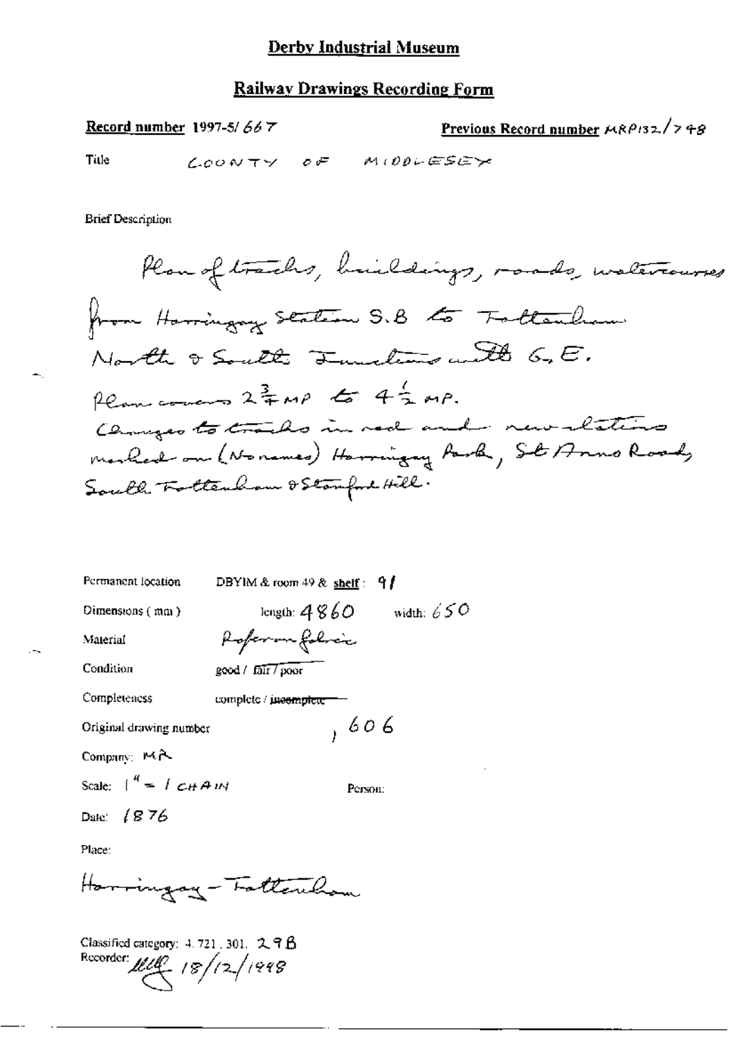# Derby Industrial Museum

## Railway Drawings Recording Form

**Record number** 1997-5/667

**Previous Record number** MRP132/748

Title COUNTY OF MIDDLESEX

Brief Description

Plan of tracks, buildings, roads, watercourses from Harringay Station S.B to Tottenham North & South Junctions with G.E. Plan covers $2\frac{3}{4}$ MP to $4\frac{1}{2}$ MP. Changes to tracks in red and new stations marked on (No names) Harringay Park, St Anns Road, South Tottenham & Stamford Hill.

Permanent location DBYIM & room 49 & shelf: 91

Dimensions (mm) length: 4860 width: 650

Material Paper on fabric

Condition good / fair / poor

Completeness complete / ~~incomplete~~

Original drawing number , 606

Company: MR

Scale: 1" = 1 CHAIN

Person:

Date: 1876

Place:

Harringay - Tottenham

Classified category: 4.721.301. 29B

Recorder: [signature] 18/12/1998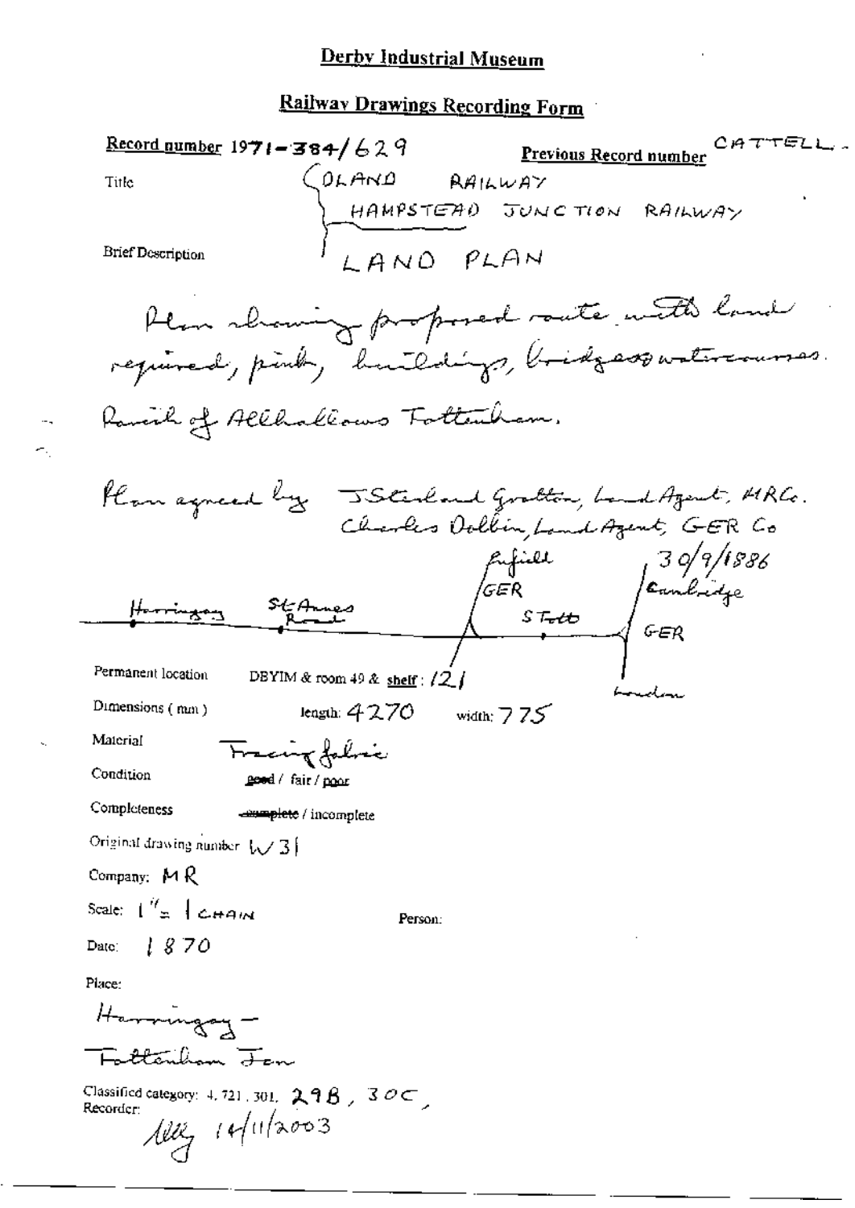# Derby Industrial Museum

## Railway Drawings Recording Form

**Record number** 1971-384/629 **Previous Record number** CATTELL

Title: (OLAND RAILWAY / HAMPSTEAD JUNCTION RAILWAY

Brief Description: LAND PLAN

Plan showing proposed route with land required, pink, buildings, bridges & watercourses.

Parish of Allhallows Tottenham.

Plan agreed by J Sterland Gratton, Land Agent, MRCo.
Charles Dolbin, Land Agent, GER Co
30/9/1886

Harringay — St Annes Road — Enfield GER — S Tott — Cambridge GER — London

Permanent location: DBYIM & room 49 & shelf: 121

Dimensions (mm): length: 4270 width: 775

Material: Tracing fabric

Condition: good / fair / poor

Completeness: complete / incomplete

Original drawing number: W31

Company: MR

Scale: 1" = 1 CHAIN

Person:

Date: 1870

Place:
Harringay — Tottenham Jcn

Classified category: 4, 721, 301, 29B, 30C,

Recorder:
14/11/2003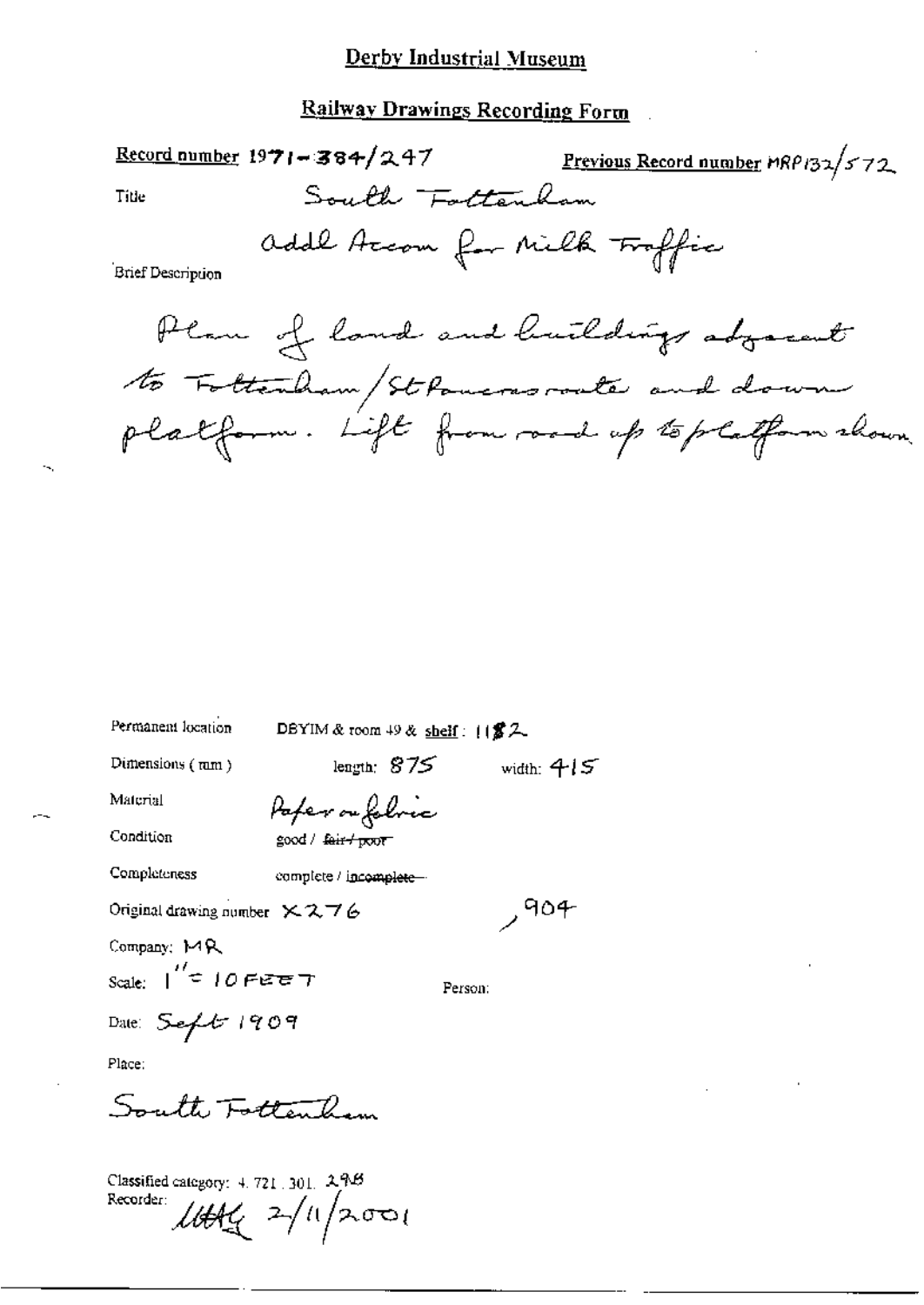# Derby Industrial Museum

## Railway Drawings Recording Form

**Record number** 1971-384/247

**Previous Record number** MRP132/572

Title

South Tottenham

addl Accom for Milk Traffic

Brief Description

Plan of land and buildings adjacent to Tottenham/St Pancras route and down platform. Lift from road up to platform shown.

Permanent location DBYIM & room 49 & shelf: 1182

Dimensions (mm) length: 875 width: 415

Material Paper on fabric

Condition good / ~~fair / poor~~

Completeness complete / ~~incomplete~~

Original drawing number X276 , 904

Company: MR

Scale: 1" = 10 FEET

Person:

Date: Sept 1909

Place:

South Tottenham

Classified category: 4. 721. 301. 298

Recorder: [signature] 2/11/2001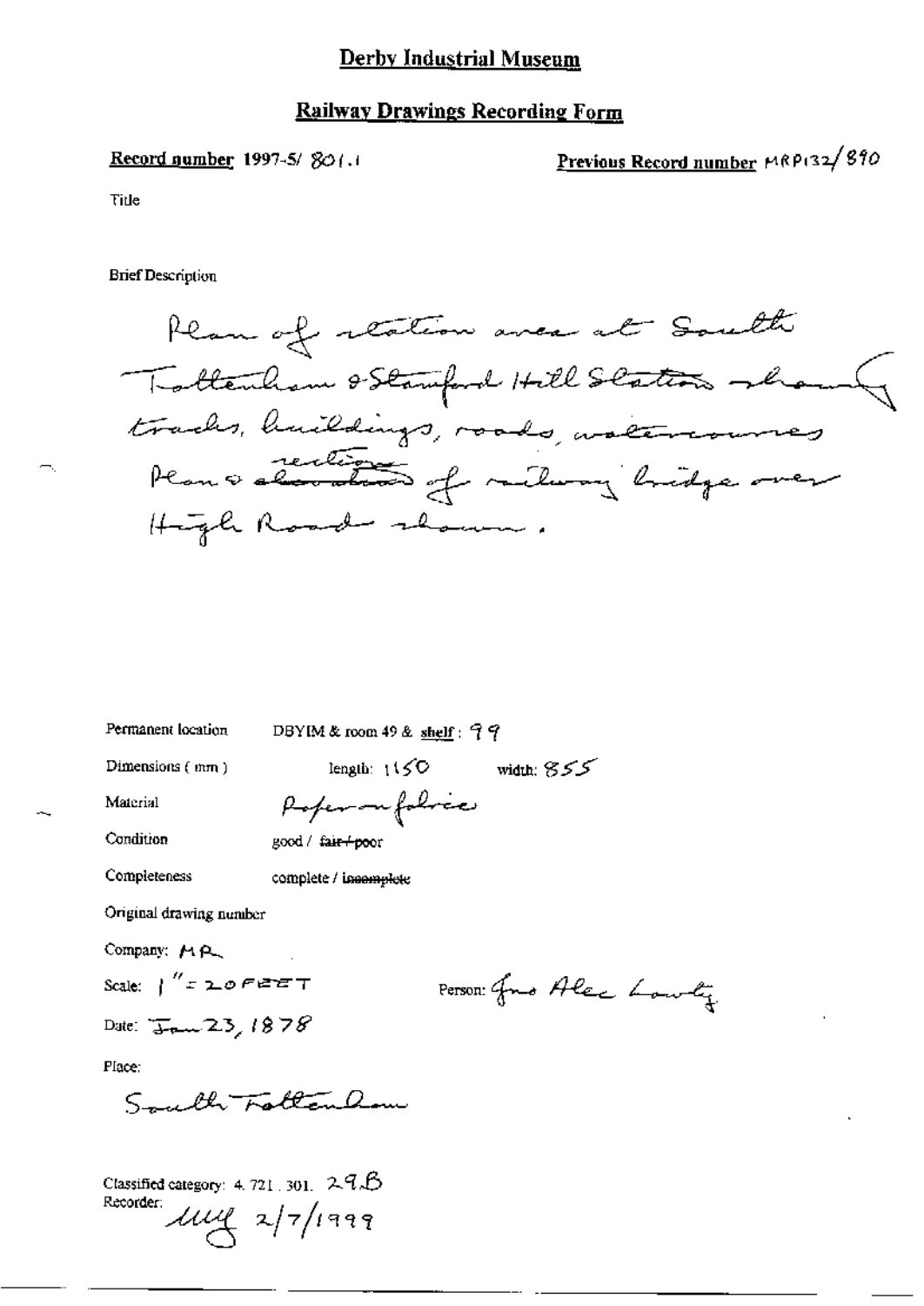# Derby Industrial Museum

## Railway Drawings Recording Form

**Record number** 1997-5/ 801.1

**Previous Record number** MRP132/890

Title

Brief Description

Plan of station area at South Tottenham & Stamford Hill Station showing tracks, buildings, roads, watercourses. Plan & sections of railway bridge over High Road shown.

Permanent location: DBYIM & room 49 & shelf: 99

Dimensions (mm): length: 1150 width: 855

Material: Paper on fabric

Condition: good / ~~fair / poor~~

Completeness: complete / ~~incomplete~~

Original drawing number

Company: MR

Scale: 1" = 20 FEET

Person: Jno Alec Lawty

Date: Jan 23, 1878

Place:

South Tottenham

Classified category: 4.721.301. 29.B

Recorder: MM 2/7/1999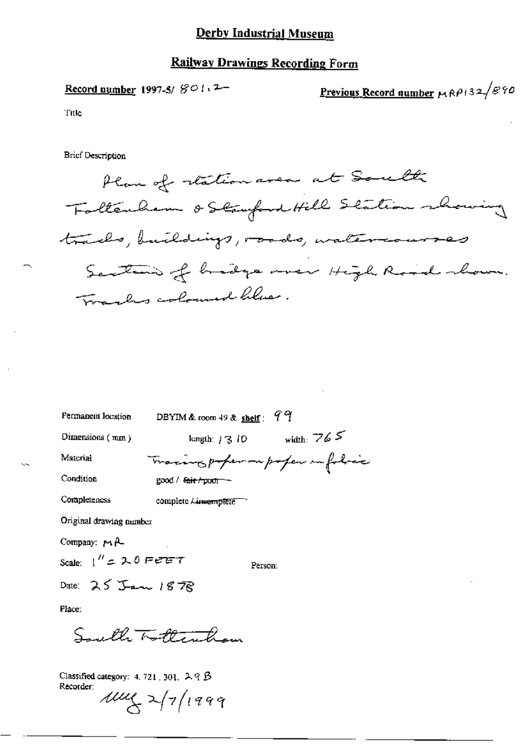# Derby Industrial Museum

## Railway Drawings Recording Form

**Record number** 1997-5/ 801.2

**Previous Record number** MRP132/890

Title

Brief Description

Plan of station area at South Tottenham & Stamford Hill Station showing tracks, buildings, roads, watercourses. Section of bridge over High Road shown. Tracks coloured blue.

Permanent location DBYIM & room 49 & **shelf**: 99

Dimensions (mm) length: 1310 width: 765

Material Tracing paper on paper on fabric

Condition good / ~~fair / poor~~

Completeness complete / ~~incomplete~~

Original drawing number

Company: MR

Scale: 1" = 20 FEET

Person:

Date: 25 Jan 1878

Place:

South Tottenham

Classified category: 4, 721, 301, 29 B

Recorder: MMG 2/7/1999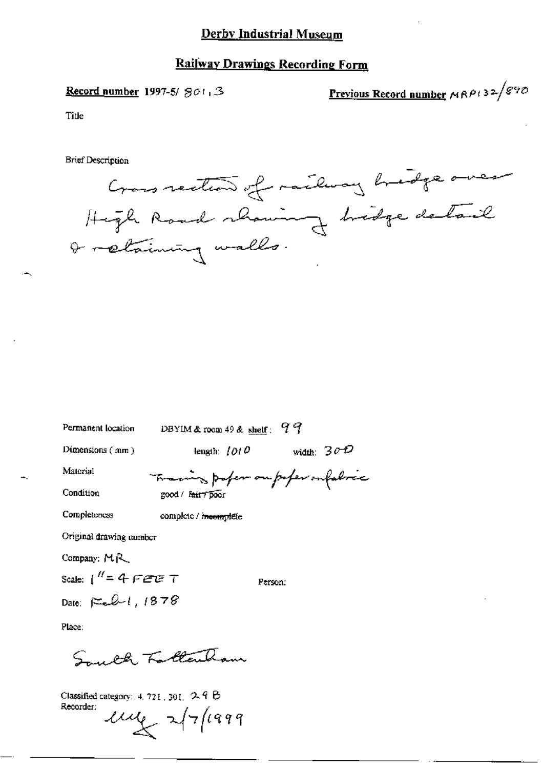# Derby Industrial Museum

## Railway Drawings Recording Form

**Record number** 1997-5/ 801.3

**Previous Record number** MRP132/890

Title

Brief Description

Cross section of railway bridge over High Road showing bridge detail & retaining walls.

Permanent location: DBYIM & room 49 & shelf: 99

Dimensions (mm): length: 1010 width: 300

Material: Tracing paper on paper on fabric

Condition: good / ~~fair / poor~~

Completeness: complete / ~~incomplete~~

Original drawing number

Company: MR

Scale: 1" = 4 FEET

Person:

Date: Feb 1, 1878

Place:

South Tottenham

Classified category: 4. 721. 301. 29 B

Recorder: [signature] 2/7/1999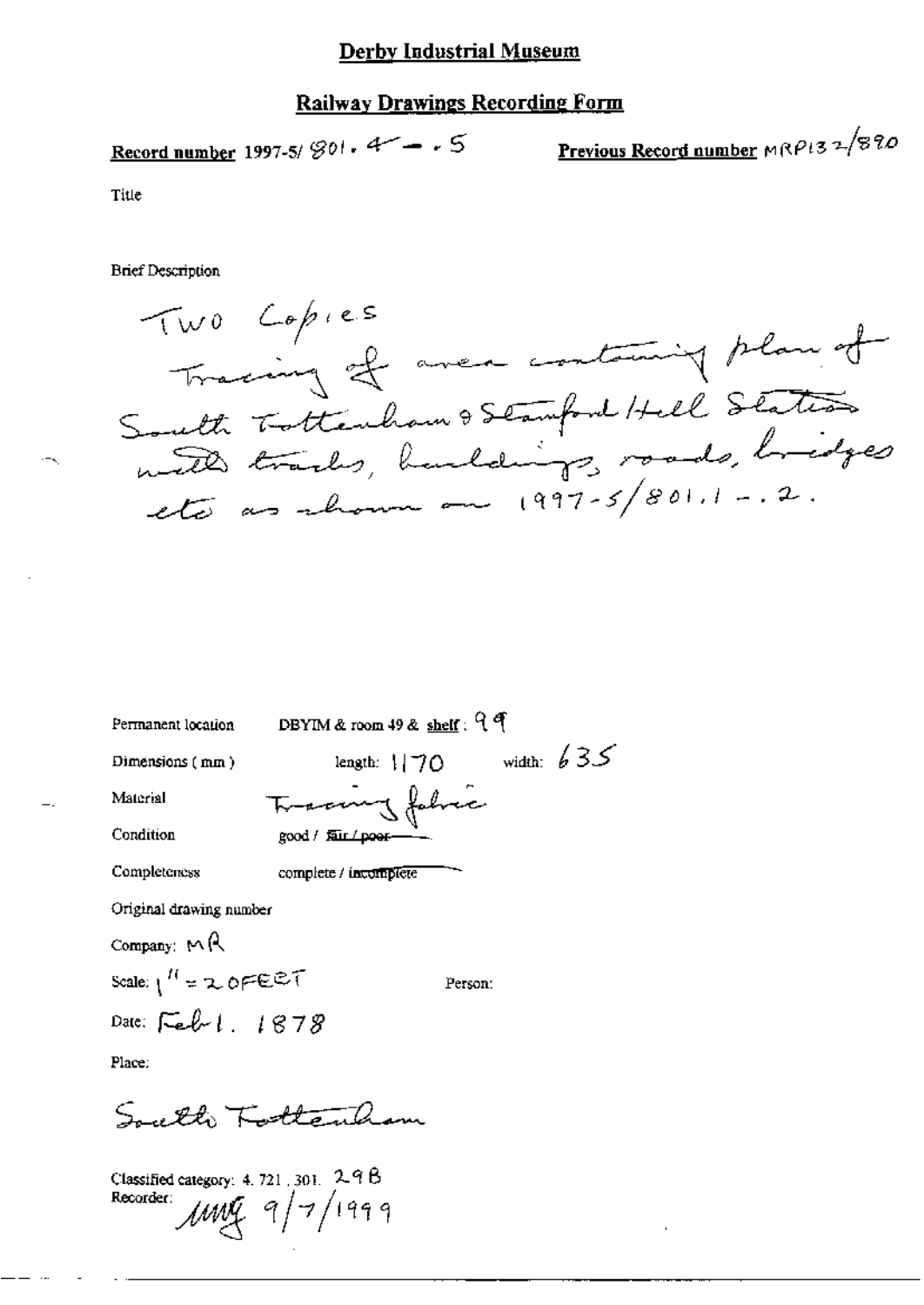# Derby Industrial Museum

## Railway Drawings Recording Form

**Record number** 1997-5/ 801. 4 — . 5

**Previous Record number** MRP132/890

Title

Brief Description

Two Copies
Tracing of area containing plan of South Tottenham & Stamford Hill Station with tracks, buildings, roads, bridges etc as shown on 1997-5/801.1 -.2.

Permanent location: DBYIM & room 49 & **shelf**: 99

Dimensions (mm): length: 1170 width: 635

Material: Tracing fabric

Condition: good / ~~fair / poor~~

Completeness: complete / ~~incomplete~~

Original drawing number

Company: MR

Scale: 1" = 20 FEET

Person:

Date: Feb 1. 1878

Place:

South Tottenham

Classified category: 4. 721. 301. 29B

Recorder: mmg 9/7/1999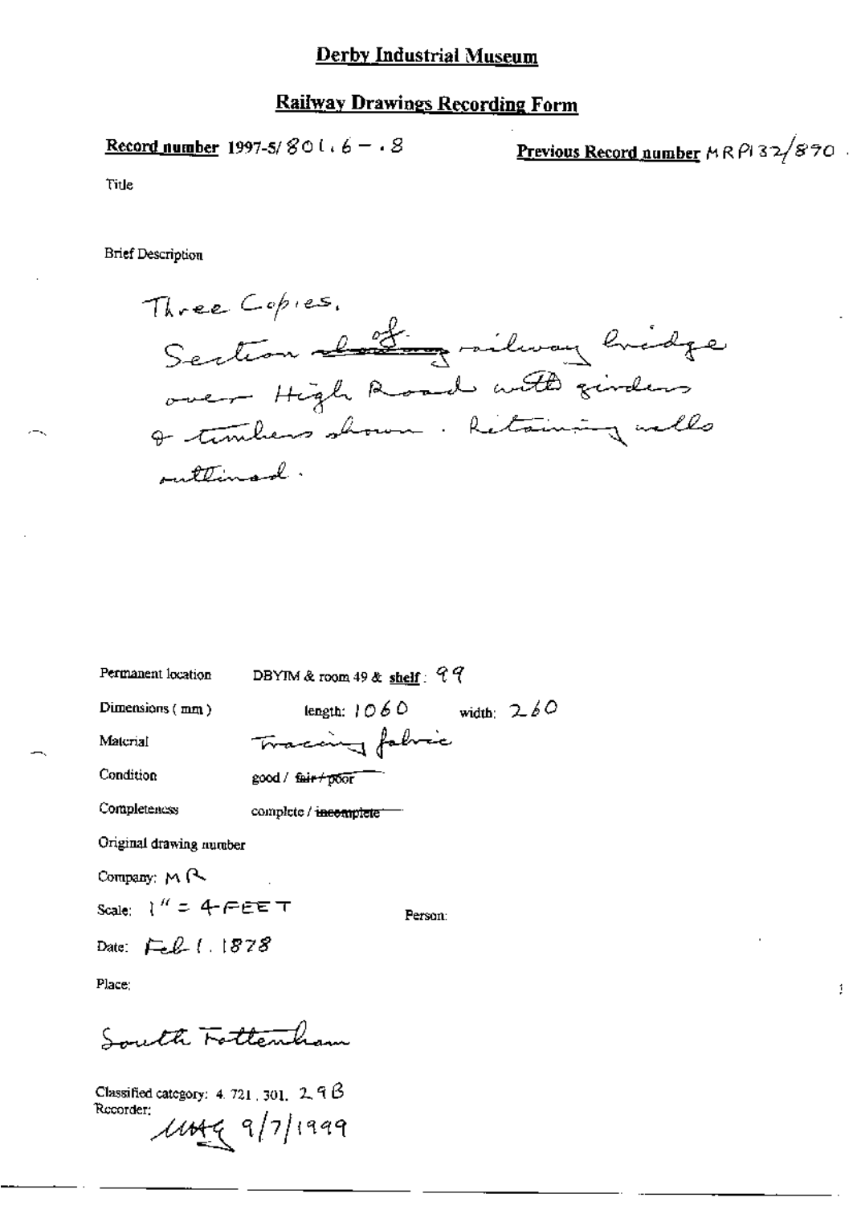# Derby Industrial Museum

## Railway Drawings Recording Form

**Record number** 1997-5/801.6 – .8

**Previous Record number** MRP132/890

Title

Brief Description

Three Copies.
Section ~~~~ of railway bridge over High Road with girders & timbers shown. Retaining walls outlined.

Permanent location: DBYIM & room 49 & **shelf**: 99

Dimensions (mm): length: 1060 width: 260

Material: Tracing fabric

Condition: good / ~~fair / poor~~

Completeness: complete / ~~incomplete~~

Original drawing number

Company: MR

Scale: 1" = 4 FEET

Person:

Date: Feb 1. 1878

Place:

South Tottenham

Classified category: 4.721.301. 29B

Recorder: MHG 9/7/1999